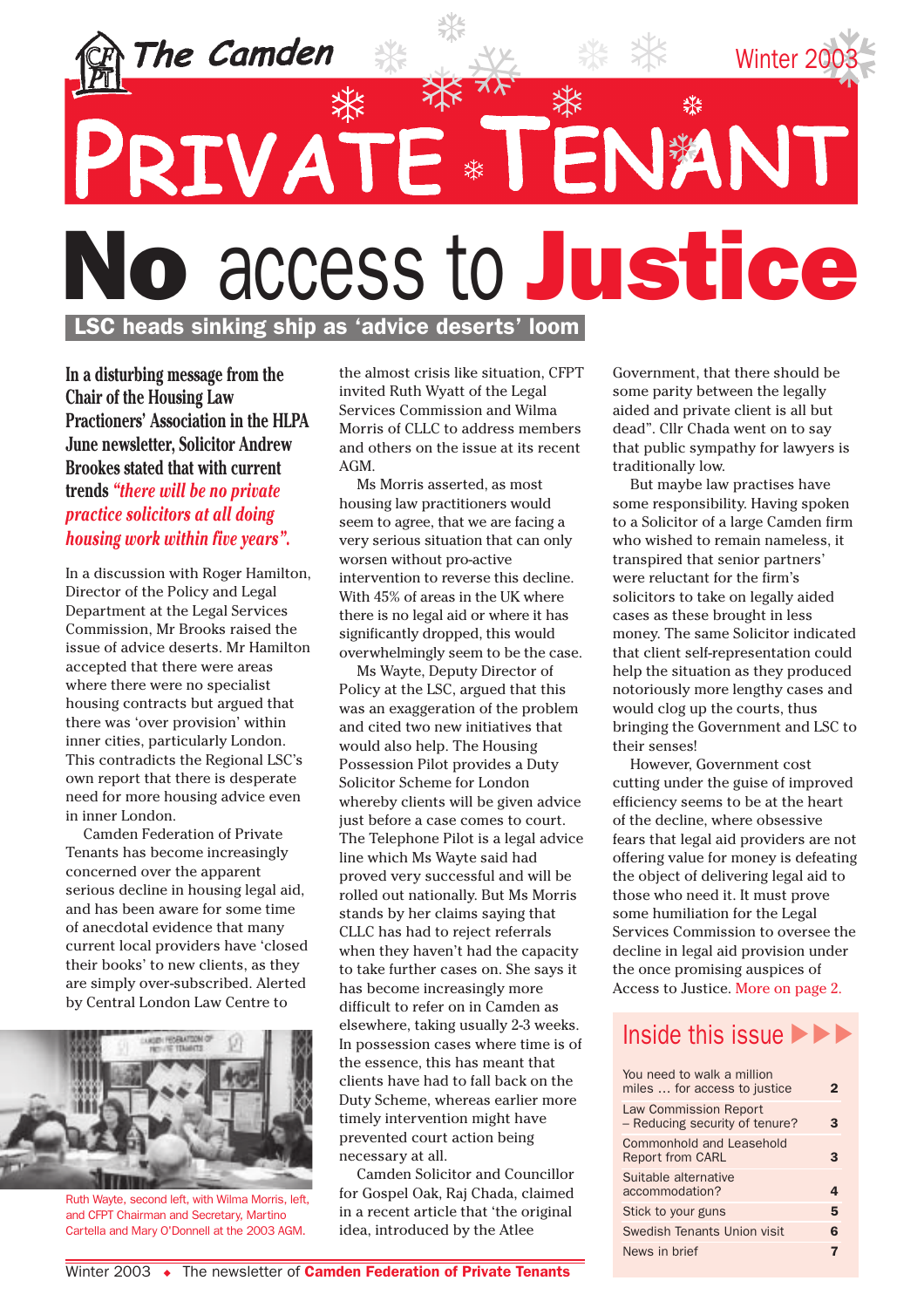# The Camden PRIVATE TENANT

Winter 2003

# No access to Justice

## LSC heads sinking ship as 'advice deserts' loom

**In a disturbing message from the Chair of the Housing Law Practioners' Association in the HLPA June newsletter, Solicitor Andrew Brookes stated that with current trends *"there will be no private practice solicitors at all doing housing work within five years".***

In a discussion with Roger Hamilton, Director of the Policy and Legal Department at the Legal Services Commission, Mr Brooks raised the issue of advice deserts. Mr Hamilton accepted that there were areas where there were no specialist housing contracts but argued that there was 'over provision' within inner cities, particularly London. This contradicts the Regional LSC's own report that there is desperate need for more housing advice even in inner London.

Camden Federation of Private Tenants has become increasingly concerned over the apparent serious decline in housing legal aid, and has been aware for some time of anecdotal evidence that many current local providers have 'closed their books' to new clients, as they are simply over-subscribed. Alerted by Central London Law Centre to the almost crisis like situation, CFPT invited Ruth Wyatt of the Legal Services Commission and Wilma Morris of CLLC to address members and others on the issue at its recent AGM.

Ruth Wayte, second left, with Wilma Morris, left, and CFPT Chairman and Secretary, Martino Cartella and Mary O'Donnell at the 2003 AGM.

Ms Morris asserted, as most housing law practitioners would seem to agree, that we are facing a very serious situation that can only worsen without pro-active intervention to reverse this decline. With 45% of areas in the UK where there is no legal aid or where it has significantly dropped, this would overwhelmingly seem to be the case.

Ms Wayte, Deputy Director of Policy at the LSC, argued that this was an exaggeration of the problem and cited two new initiatives that would also help. The Housing Possession Pilot provides a Duty Solicitor Scheme for London whereby clients will be given advice just before a case comes to court. The Telephone Pilot is a legal advice line which Ms Wayte said had proved very successful and will be rolled out nationally. But Ms Morris stands by her claims saying that CLLC has had to reject referrals when they haven't had the capacity to take further cases on. She says it has become increasingly more difficult to refer on in Camden as elsewhere, taking usually 2-3 weeks. In possession cases where time is of the essence, this has meant that clients have had to fall back on the Duty Scheme, whereas earlier more timely intervention might have prevented court action being necessary at all.

Camden Solicitor and Councillor for Gospel Oak, Raj Chada, claimed in a recent article that 'the original idea, introduced by the Atlee Government, that there should be some parity between the legally aided and private client is all but dead". Cllr Chada went on to say that public sympathy for lawyers is traditionally low.

But maybe law practises have some responsibility. Having spoken to a Solicitor of a large Camden firm who wished to remain nameless, it transpired that senior partners' were reluctant for the firm's solicitors to take on legally aided cases as these brought in less money. The same Solicitor indicated that client self-representation could help the situation as they produced notoriously more lengthy cases and would clog up the courts, thus bringing the Government and LSC to their senses!

However, Government cost cutting under the guise of improved efficiency seems to be at the heart of the decline, where obsessive fears that legal aid providers are not offering value for money is defeating the object of delivering legal aid to those who need it. It must prove some humiliation for the Legal Services Commission to oversee the decline in legal aid provision under the once promising auspices of Access to Justice. More on page 2.

## Inside this issue

| | |
|---|---|
| You need to walk a million miles … for access to justice | 2 |
| Law Commission Report – Reducing security of tenure? | 3 |
| Commonhold and Leasehold Report from CARL | 3 |
| Suitable alternative accommodation? | 4 |
| Stick to your guns | 5 |
| Swedish Tenants Union visit | 6 |
| News in brief | 7 |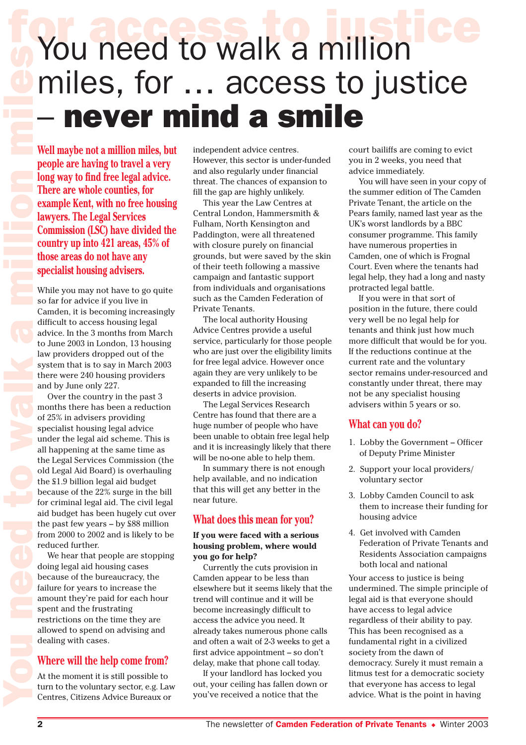# You need to walk a million miles, for … access to justice – **never mind a smile**

**Well maybe not a million miles, but people are having to travel a very long way to find free legal advice. There are whole counties, for example Kent, with no free housing lawyers. The Legal Services Commission (LSC) have divided the country up into 421 areas, 45% of those areas do not have any specialist housing advisers.**

While you may not have to go quite so far for advice if you live in Camden, it is becoming increasingly difficult to access housing legal advice. In the 3 months from March to June 2003 in London, 13 housing law providers dropped out of the system that is to say in March 2003 there were 240 housing providers and by June only 227.

Over the country in the past 3 months there has been a reduction of 25% in advisers providing specialist housing legal advice under the legal aid scheme. This is all happening at the same time as the Legal Services Commission (the old Legal Aid Board) is overhauling the £1.9 billion legal aid budget because of the 22% surge in the bill for criminal legal aid. The civil legal aid budget has been hugely cut over the past few years – by £88 million from 2000 to 2002 and is likely to be reduced further.

We hear that people are stopping doing legal aid housing cases because of the bureaucracy, the failure for years to increase the amount they're paid for each hour spent and the frustrating restrictions on the time they are allowed to spend on advising and dealing with cases.

## Where will the help come from?

At the moment it is still possible to turn to the voluntary sector, e.g. Law Centres, Citizens Advice Bureaux or independent advice centres. However, this sector is under-funded and also regularly under financial threat. The chances of expansion to fill the gap are highly unlikely.

This year the Law Centres at Central London, Hammersmith & Fulham, North Kensington and Paddington, were all threatened with closure purely on financial grounds, but were saved by the skin of their teeth following a massive campaign and fantastic support from individuals and organisations such as the Camden Federation of Private Tenants.

The local authority Housing Advice Centres provide a useful service, particularly for those people who are just over the eligibility limits for free legal advice. However once again they are very unlikely to be expanded to fill the increasing deserts in advice provision.

The Legal Services Research Centre has found that there are a huge number of people who have been unable to obtain free legal help and it is increasingly likely that there will be no-one able to help them.

In summary there is not enough help available, and no indication that this will get any better in the near future.

## What does this mean for you?

**If you were faced with a serious housing problem, where would you go for help?**

Currently the cuts provision in Camden appear to be less than elsewhere but it seems likely that the trend will continue and it will be become increasingly difficult to access the advice you need. It already takes numerous phone calls and often a wait of 2-3 weeks to get a first advice appointment – so don't delay, make that phone call today.

If your landlord has locked you out, your ceiling has fallen down or you've received a notice that the court bailiffs are coming to evict you in 2 weeks, you need that advice immediately.

You will have seen in your copy of the summer edition of The Camden Private Tenant, the article on the Pears family, named last year as the UK's worst landlords by a BBC consumer programme. This family have numerous properties in Camden, one of which is Frognal Court. Even where the tenants had legal help, they had a long and nasty protracted legal battle.

If you were in that sort of position in the future, there could very well be no legal help for tenants and think just how much more difficult that would be for you. If the reductions continue at the current rate and the voluntary sector remains under-resourced and constantly under threat, there may not be any specialist housing advisers within 5 years or so.

## What can you do?

1. Lobby the Government – Officer of Deputy Prime Minister
2. Support your local providers/ voluntary sector
3. Lobby Camden Council to ask them to increase their funding for housing advice
4. Get involved with Camden Federation of Private Tenants and Residents Association campaigns both local and national

Your access to justice is being undermined. The simple principle of legal aid is that everyone should have access to legal advice regardless of their ability to pay. This has been recognised as a fundamental right in a civilized society from the dawn of democracy. Surely it must remain a litmus test for a democratic society that everyone has access to legal advice. What is the point in having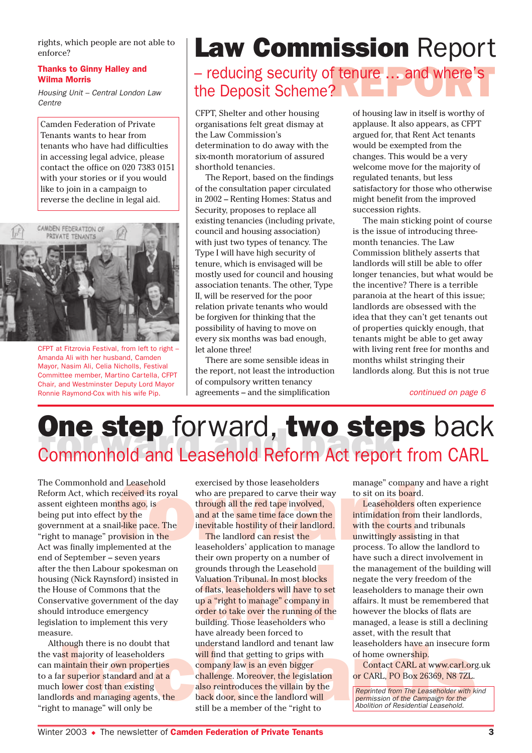rights, which people are not able to enforce?

**Thanks to Ginny Halley and Wilma Morris**

*Housing Unit – Central London Law Centre*

Camden Federation of Private Tenants wants to hear from tenants who have had difficulties in accessing legal advice, please contact the office on 020 7383 0151 with your stories or if you would like to join in a campaign to reverse the decline in legal aid.

CFPT at Fitzrovia Festival, from left to right – Amanda Ali with her husband, Camden Mayor, Nasim Ali, Celia Nicholls, Festival Committee member, Martino Cartella, CFPT Chair, and Westminster Deputy Lord Mayor Ronnie Raymond-Cox with his wife Pip.

# Law Commission Report

## – reducing security of tenure … and where's the Deposit Scheme?

CFPT, Shelter and other housing organisations felt great dismay at the Law Commission's determination to do away with the six-month moratorium of assured shorthold tenancies.

The Report, based on the findings of the consultation paper circulated in 2002 – Renting Homes: Status and Security, proposes to replace all existing tenancies (including private, council and housing association) with just two types of tenancy. The Type I will have high security of tenure, which is envisaged will be mostly used for council and housing association tenants. The other, Type II, will be reserved for the poor relation private tenants who would be forgiven for thinking that the possibility of having to move on every six months was bad enough, let alone three!

There are some sensible ideas in the report, not least the introduction of compulsory written tenancy agreements – and the simplification of housing law in itself is worthy of applause. It also appears, as CFPT argued for, that Rent Act tenants would be exempted from the changes. This would be a very welcome move for the majority of regulated tenants, but less satisfactory for those who otherwise might benefit from the improved succession rights.

The main sticking point of course is the issue of introducing three-month tenancies. The Law Commission blithely asserts that landlords will still be able to offer longer tenancies, but what would be the incentive? There is a terrible paranoia at the heart of this issue; landlords are obsessed with the idea that they can't get tenants out of properties quickly enough, that tenants might be able to get away with living rent free for months and months whilst stringing their landlords along. But this is not true

*continued on page 6*

# One step forward, two steps back

## Commonhold and Leasehold Reform Act report from CARL

The Commonhold and Leasehold Reform Act, which received its royal assent eighteen months ago, is being put into effect by the government at a snail-like pace. The "right to manage" provision in the Act was finally implemented at the end of September – seven years after the then Labour spokesman on housing (Nick Raynsford) insisted in the House of Commons that the Conservative government of the day should introduce emergency legislation to implement this very measure.

Although there is no doubt that the vast majority of leaseholders can maintain their own properties to a far superior standard and at a much lower cost than existing landlords and managing agents, the "right to manage" will only be exercised by those leaseholders who are prepared to carve their way through all the red tape involved, and at the same time face down the inevitable hostility of their landlord.

The landlord can resist the leaseholders' application to manage their own property on a number of grounds through the Leasehold Valuation Tribunal. In most blocks of flats, leaseholders will have to set up a "right to manage" company in order to take over the running of the building. Those leaseholders who have already been forced to understand landlord and tenant law will find that getting to grips with company law is an even bigger challenge. Moreover, the legislation also reintroduces the villain by the back door, since the landlord will still be a member of the "right to manage" company and have a right to sit on its board.

Leaseholders often experience intimidation from their landlords, with the courts and tribunals unwittingly assisting in that process. To allow the landlord to have such a direct involvement in the management of the building will negate the very freedom of the leaseholders to manage their own affairs. It must be remembered that however the blocks of flats are managed, a lease is still a declining asset, with the result that leaseholders have an insecure form of home ownership.

Contact CARL at www.carl.org.uk or CARL, PO Box 26369, N8 7ZL.

*Reprinted from The Leaseholder with kind permission of the Campaign for the Abolition of Residential Leasehold.*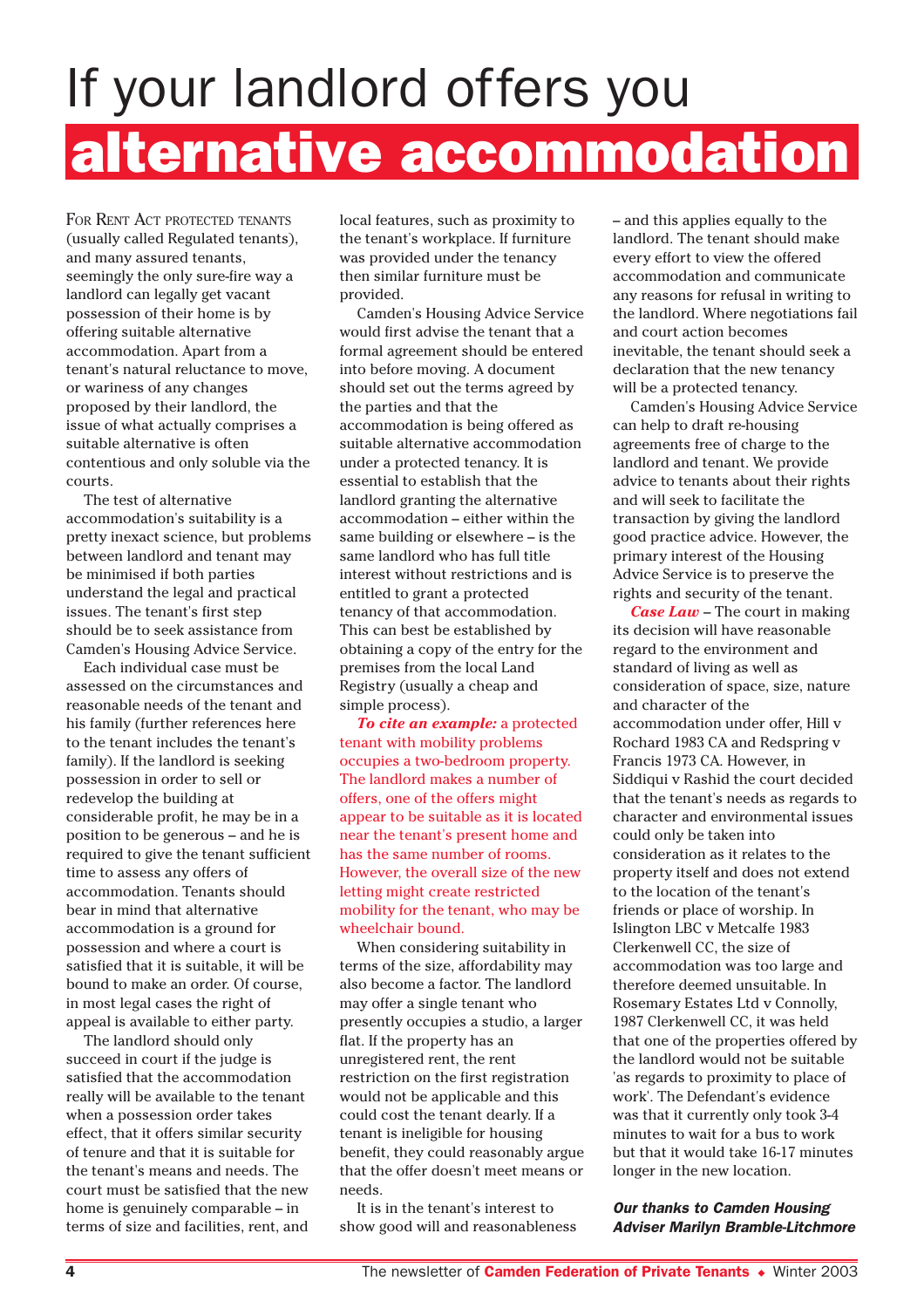# If your landlord offers you alternative accommodation

For Rent Act protected tenants (usually called Regulated tenants), and many assured tenants, seemingly the only sure-fire way a landlord can legally get vacant possession of their home is by offering suitable alternative accommodation. Apart from a tenant's natural reluctance to move, or wariness of any changes proposed by their landlord, the issue of what actually comprises a suitable alternative is often contentious and only soluble via the courts.

The test of alternative accommodation's suitability is a pretty inexact science, but problems between landlord and tenant may be minimised if both parties understand the legal and practical issues. The tenant's first step should be to seek assistance from Camden's Housing Advice Service.

Each individual case must be assessed on the circumstances and reasonable needs of the tenant and his family (further references here to the tenant includes the tenant's family). If the landlord is seeking possession in order to sell or redevelop the building at considerable profit, he may be in a position to be generous – and he is required to give the tenant sufficient time to assess any offers of accommodation. Tenants should bear in mind that alternative accommodation is a ground for possession and where a court is satisfied that it is suitable, it will be bound to make an order. Of course, in most legal cases the right of appeal is available to either party.

The landlord should only succeed in court if the judge is satisfied that the accommodation really will be available to the tenant when a possession order takes effect, that it offers similar security of tenure and that it is suitable for the tenant's means and needs. The court must be satisfied that the new home is genuinely comparable – in terms of size and facilities, rent, and local features, such as proximity to the tenant's workplace. If furniture was provided under the tenancy then similar furniture must be provided.

Camden's Housing Advice Service would first advise the tenant that a formal agreement should be entered into before moving. A document should set out the terms agreed by the parties and that the accommodation is being offered as suitable alternative accommodation under a protected tenancy. It is essential to establish that the landlord granting the alternative accommodation – either within the same building or elsewhere – is the same landlord who has full title interest without restrictions and is entitled to grant a protected tenancy of that accommodation. This can best be established by obtaining a copy of the entry for the premises from the local Land Registry (usually a cheap and simple process).

***To cite an example:*** a protected tenant with mobility problems occupies a two-bedroom property. The landlord makes a number of offers, one of the offers might appear to be suitable as it is located near the tenant's present home and has the same number of rooms. However, the overall size of the new letting might create restricted mobility for the tenant, who may be wheelchair bound.

When considering suitability in terms of the size, affordability may also become a factor. The landlord may offer a single tenant who presently occupies a studio, a larger flat. If the property has an unregistered rent, the rent restriction on the first registration would not be applicable and this could cost the tenant dearly. If a tenant is ineligible for housing benefit, they could reasonably argue that the offer doesn't meet means or needs.

It is in the tenant's interest to show good will and reasonableness – and this applies equally to the landlord. The tenant should make every effort to view the offered accommodation and communicate any reasons for refusal in writing to the landlord. Where negotiations fail and court action becomes inevitable, the tenant should seek a declaration that the new tenancy will be a protected tenancy.

Camden's Housing Advice Service can help to draft re-housing agreements free of charge to the landlord and tenant. We provide advice to tenants about their rights and will seek to facilitate the transaction by giving the landlord good practice advice. However, the primary interest of the Housing Advice Service is to preserve the rights and security of the tenant.

***Case Law*** – The court in making its decision will have reasonable regard to the environment and standard of living as well as consideration of space, size, nature and character of the accommodation under offer, Hill v Rochard 1983 CA and Redspring v Francis 1973 CA. However, in Siddiqui v Rashid the court decided that the tenant's needs as regards to character and environmental issues could only be taken into consideration as it relates to the property itself and does not extend to the location of the tenant's friends or place of worship. In Islington LBC v Metcalfe 1983 Clerkenwell CC, the size of accommodation was too large and therefore deemed unsuitable. In Rosemary Estates Ltd v Connolly, 1987 Clerkenwell CC, it was held that one of the properties offered by the landlord would not be suitable 'as regards to proximity to place of work'. The Defendant's evidence was that it currently only took 3-4 minutes to wait for a bus to work but that it would take 16-17 minutes longer in the new location.

***Our thanks to Camden Housing Adviser Marilyn Bramble-Litchmore***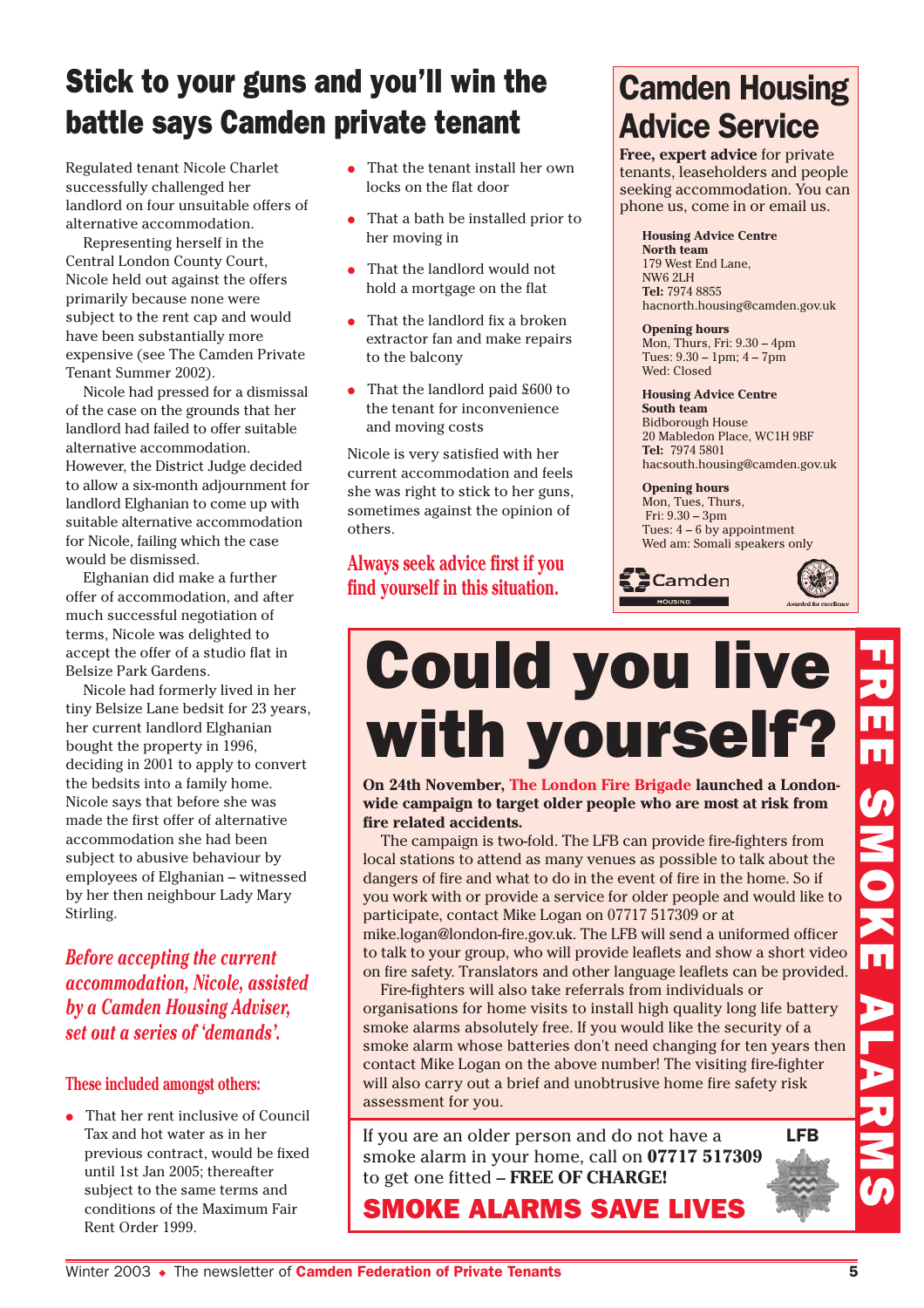# Stick to your guns and you'll win the battle says Camden private tenant

Regulated tenant Nicole Charlet successfully challenged her landlord on four unsuitable offers of alternative accommodation.

Representing herself in the Central London County Court, Nicole held out against the offers primarily because none were subject to the rent cap and would have been substantially more expensive (see The Camden Private Tenant Summer 2002).

Nicole had pressed for a dismissal of the case on the grounds that her landlord had failed to offer suitable alternative accommodation. However, the District Judge decided to allow a six-month adjournment for landlord Elghanian to come up with suitable alternative accommodation for Nicole, failing which the case would be dismissed.

Elghanian did make a further offer of accommodation, and after much successful negotiation of terms, Nicole was delighted to accept the offer of a studio flat in Belsize Park Gardens.

Nicole had formerly lived in her tiny Belsize Lane bedsit for 23 years, her current landlord Elghanian bought the property in 1996, deciding in 2001 to apply to convert the bedsits into a family home. Nicole says that before she was made the first offer of alternative accommodation she had been subject to abusive behaviour by employees of Elghanian – witnessed by her then neighbour Lady Mary Stirling.

*Before accepting the current accommodation, Nicole, assisted by a Camden Housing Adviser, set out a series of 'demands'.*

### These included amongst others:

- That her rent inclusive of Council Tax and hot water as in her previous contract, would be fixed until 1st Jan 2005; thereafter subject to the same terms and conditions of the Maximum Fair Rent Order 1999.
- That the tenant install her own locks on the flat door
- That a bath be installed prior to her moving in
- That the landlord would not hold a mortgage on the flat
- That the landlord fix a broken extractor fan and make repairs to the balcony
- That the landlord paid £600 to the tenant for inconvenience and moving costs

Nicole is very satisfied with her current accommodation and feels she was right to stick to her guns, sometimes against the opinion of others.

**Always seek advice first if you find yourself in this situation.**

## Camden Housing Advice Service

**Free, expert advice** for private tenants, leaseholders and people seeking accommodation. You can phone us, come in or email us.

**Housing Advice Centre**
**North team**
179 West End Lane,
NW6 2LH
**Tel:** 7974 8855
hacnorth.housing@camden.gov.uk

**Opening hours**
Mon, Thurs, Fri: 9.30 – 4pm
Tues: 9.30 – 1pm; 4 – 7pm
Wed: Closed

**Housing Advice Centre**
**South team**
Bidborough House
20 Mabledon Place, WC1H 9BF
**Tel:** 7974 5801
hacsouth.housing@camden.gov.uk

**Opening hours**
Mon, Tues, Thurs,
Fri: 9.30 – 3pm
Tues: 4 – 6 by appointment
Wed am: Somali speakers only

Camden HOUSING

Awarded for excellence

# Could you live with yourself?

## FREE SMOKE ALARMS

**On 24th November, The London Fire Brigade launched a London-wide campaign to target older people who are most at risk from fire related accidents.**

The campaign is two-fold. The LFB can provide fire-fighters from local stations to attend as many venues as possible to talk about the dangers of fire and what to do in the event of fire in the home. So if you work with or provide a service for older people and would like to participate, contact Mike Logan on 07717 517309 or at mike.logan@london-fire.gov.uk. The LFB will send a uniformed officer to talk to your group, who will provide leaflets and show a short video on fire safety. Translators and other language leaflets can be provided.

Fire-fighters will also take referrals from individuals or organisations for home visits to install high quality long life battery smoke alarms absolutely free. If you would like the security of a smoke alarm whose batteries don't need changing for ten years then contact Mike Logan on the above number! The visiting fire-fighter will also carry out a brief and unobtrusive home fire safety risk assessment for you.

If you are an older person and do not have a smoke alarm in your home, call on **07717 517309** to get one fitted – **FREE OF CHARGE!**

LFB

**SMOKE ALARMS SAVE LIVES**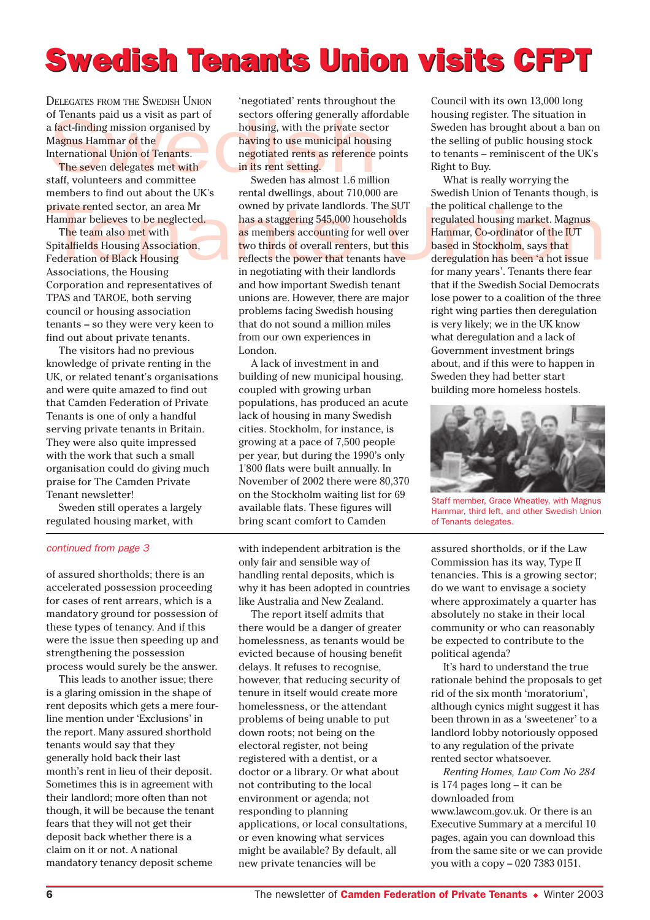# Swedish Tenants Union visits CFPT

DELEGATES FROM THE SWEDISH UNION of Tenants paid us a visit as part of a fact-finding mission organised by Magnus Hammar of the International Union of Tenants.

The seven delegates met with staff, volunteers and committee members to find out about the UK's private rented sector, an area Mr Hammar believes to be neglected.

The team also met with Spitalfields Housing Association, Federation of Black Housing Associations, the Housing Corporation and representatives of TPAS and TAROE, both serving council or housing association tenants – so they were very keen to find out about private tenants.

The visitors had no previous knowledge of private renting in the UK, or related tenant's organisations and were quite amazed to find out that Camden Federation of Private Tenants is one of only a handful serving private tenants in Britain. They were also quite impressed with the work that such a small organisation could do giving much praise for The Camden Private Tenant newsletter!

Sweden still operates a largely regulated housing market, with 'negotiated' rents throughout the sectors offering generally affordable housing, with the private sector having to use municipal housing negotiated rents as reference points in its rent setting.

Sweden has almost 1.6 million rental dwellings, about 710,000 are owned by private landlords. The SUT has a staggering 545,000 households as members accounting for well over two thirds of overall renters, but this reflects the power that tenants have in negotiating with their landlords and how important Swedish tenant unions are. However, there are major problems facing Swedish housing that do not sound a million miles from our own experiences in London.

A lack of investment in and building of new municipal housing, coupled with growing urban populations, has produced an acute lack of housing in many Swedish cities. Stockholm, for instance, is growing at a pace of 7,500 people per year, but during the 1990's only 1'800 flats were built annually. In November of 2002 there were 80,370 on the Stockholm waiting list for 69 available flats. These figures will bring scant comfort to Camden Council with its own 13,000 long housing register. The situation in Sweden has brought about a ban on the selling of public housing stock to tenants – reminiscent of the UK's Right to Buy.

What is really worrying the Swedish Union of Tenants though, is the political challenge to the regulated housing market. Magnus Hammar, Co-ordinator of the IUT based in Stockholm, says that deregulation has been 'a hot issue for many years'. Tenants there fear that if the Swedish Social Democrats lose power to a coalition of the three right wing parties then deregulation is very likely; we in the UK know what deregulation and a lack of Government investment brings about, and if this were to happen in Sweden they had better start building more homeless hostels.

Staff member, Grace Wheatley, with Magnus Hammar, third left, and other Swedish Union of Tenants delegates.

---

*continued from page 3*

of assured shortholds; there is an accelerated possession proceeding for cases of rent arrears, which is a mandatory ground for possession of these types of tenancy. And if this were the issue then speeding up and strengthening the possession process would surely be the answer.

This leads to another issue; there is a glaring omission in the shape of rent deposits which gets a mere four-line mention under 'Exclusions' in the report. Many assured shorthold tenants would say that they generally hold back their last month's rent in lieu of their deposit. Sometimes this is in agreement with their landlord; more often than not though, it will be because the tenant fears that they will not get their deposit back whether there is a claim on it or not. A national mandatory tenancy deposit scheme with independent arbitration is the only fair and sensible way of handling rental deposits, which is why it has been adopted in countries like Australia and New Zealand.

The report itself admits that there would be a danger of greater homelessness, as tenants would be evicted because of housing benefit delays. It refuses to recognise, however, that reducing security of tenure in itself would create more homelessness, or the attendant problems of being unable to put down roots; not being on the electoral register, not being registered with a dentist, or a doctor or a library. Or what about not contributing to the local environment or agenda; not responding to planning applications, or local consultations, or even knowing what services might be available? By default, all new private tenancies will be assured shortholds, or if the Law Commission has its way, Type II tenancies. This is a growing sector; do we want to envisage a society where approximately a quarter has absolutely no stake in their local community or who can reasonably be expected to contribute to the political agenda?

It's hard to understand the true rationale behind the proposals to get rid of the six month 'moratorium', although cynics might suggest it has been thrown in as a 'sweetener' to a landlord lobby notoriously opposed to any regulation of the private rented sector whatsoever.

*Renting Homes, Law Com No 284* is 174 pages long – it can be downloaded from www.lawcom.gov.uk. Or there is an Executive Summary at a merciful 10 pages, again you can download this from the same site or we can provide you with a copy – 020 7383 0151.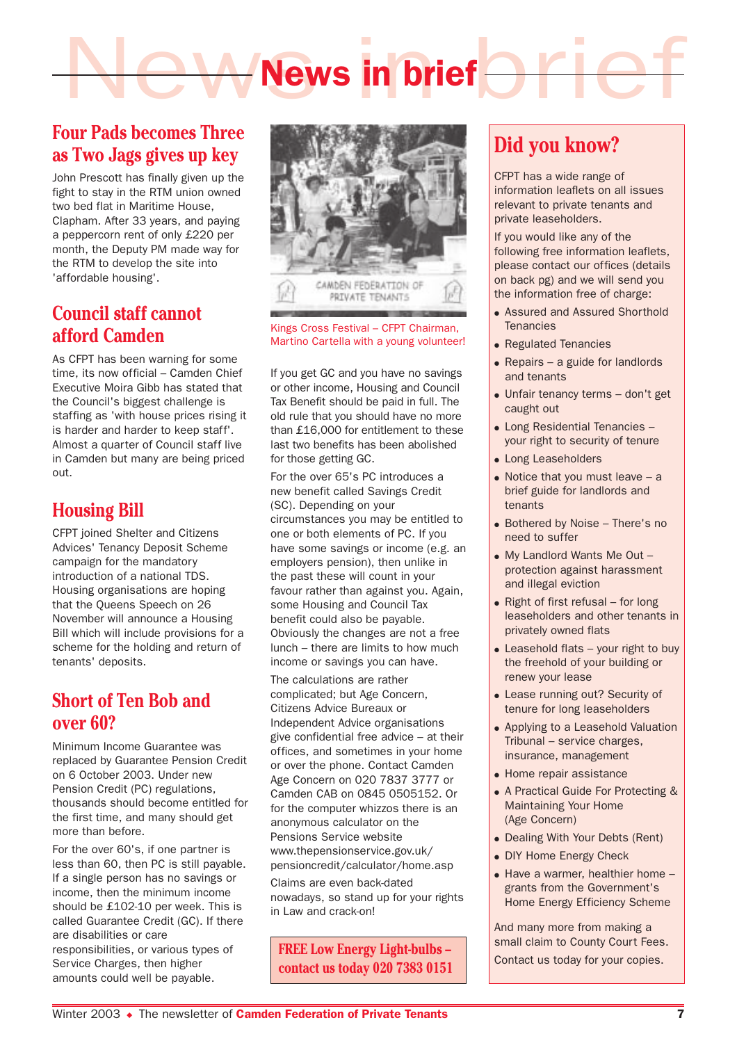# News in brief

## Four Pads becomes Three as Two Jags gives up key

John Prescott has finally given up the fight to stay in the RTM union owned two bed flat in Maritime House, Clapham. After 33 years, and paying a peppercorn rent of only £220 per month, the Deputy PM made way for the RTM to develop the site into 'affordable housing'.

## Council staff cannot afford Camden

As CFPT has been warning for some time, its now official – Camden Chief Executive Moira Gibb has stated that the Council's biggest challenge is staffing as 'with house prices rising it is harder and harder to keep staff'. Almost a quarter of Council staff live in Camden but many are being priced out.

## Housing Bill

CFPT joined Shelter and Citizens Advices' Tenancy Deposit Scheme campaign for the mandatory introduction of a national TDS. Housing organisations are hoping that the Queens Speech on 26 November will announce a Housing Bill which will include provisions for a scheme for the holding and return of tenants' deposits.

## Short of Ten Bob and over 60?

Minimum Income Guarantee was replaced by Guarantee Pension Credit on 6 October 2003. Under new Pension Credit (PC) regulations, thousands should become entitled for the first time, and many should get more than before.

For the over 60's, if one partner is less than 60, then PC is still payable. If a single person has no savings or income, then the minimum income should be £102-10 per week. This is called Guarantee Credit (GC). If there are disabilities or care responsibilities, or various types of Service Charges, then higher amounts could well be payable.

Kings Cross Festival – CFPT Chairman, Martino Cartella with a young volunteer!

If you get GC and you have no savings or other income, Housing and Council Tax Benefit should be paid in full. The old rule that you should have no more than £16,000 for entitlement to these last two benefits has been abolished for those getting GC.

For the over 65's PC introduces a new benefit called Savings Credit (SC). Depending on your circumstances you may be entitled to one or both elements of PC. If you have some savings or income (e.g. an employers pension), then unlike in the past these will count in your favour rather than against you. Again, some Housing and Council Tax benefit could also be payable. Obviously the changes are not a free lunch – there are limits to how much income or savings you can have.

The calculations are rather complicated; but Age Concern, Citizens Advice Bureaux or Independent Advice organisations give confidential free advice – at their offices, and sometimes in your home or over the phone. Contact Camden Age Concern on 020 7837 3777 or Camden CAB on 0845 0505152. Or for the computer whizzos there is an anonymous calculator on the Pensions Service website www.thepensionservice.gov.uk/pensioncredit/calculator/home.asp

Claims are even back-dated nowadays, so stand up for your rights in Law and crack-on!

**FREE Low Energy Light-bulbs – contact us today 020 7383 0151**

## Did you know?

CFPT has a wide range of information leaflets on all issues relevant to private tenants and private leaseholders.

If you would like any of the following free information leaflets, please contact our offices (details on back pg) and we will send you the information free of charge:

- Assured and Assured Shorthold Tenancies
- Regulated Tenancies
- Repairs – a guide for landlords and tenants
- Unfair tenancy terms – don't get caught out
- Long Residential Tenancies – your right to security of tenure
- Long Leaseholders
- Notice that you must leave – a brief guide for landlords and tenants
- Bothered by Noise – There's no need to suffer
- My Landlord Wants Me Out – protection against harassment and illegal eviction
- Right of first refusal – for long leaseholders and other tenants in privately owned flats
- Leasehold flats – your right to buy the freehold of your building or renew your lease
- Lease running out? Security of tenure for long leaseholders
- Applying to a Leasehold Valuation Tribunal – service charges, insurance, management
- Home repair assistance
- A Practical Guide For Protecting & Maintaining Your Home (Age Concern)
- Dealing With Your Debts (Rent)
- DIY Home Energy Check
- Have a warmer, healthier home – grants from the Government's Home Energy Efficiency Scheme

And many more from making a small claim to County Court Fees.

Contact us today for your copies.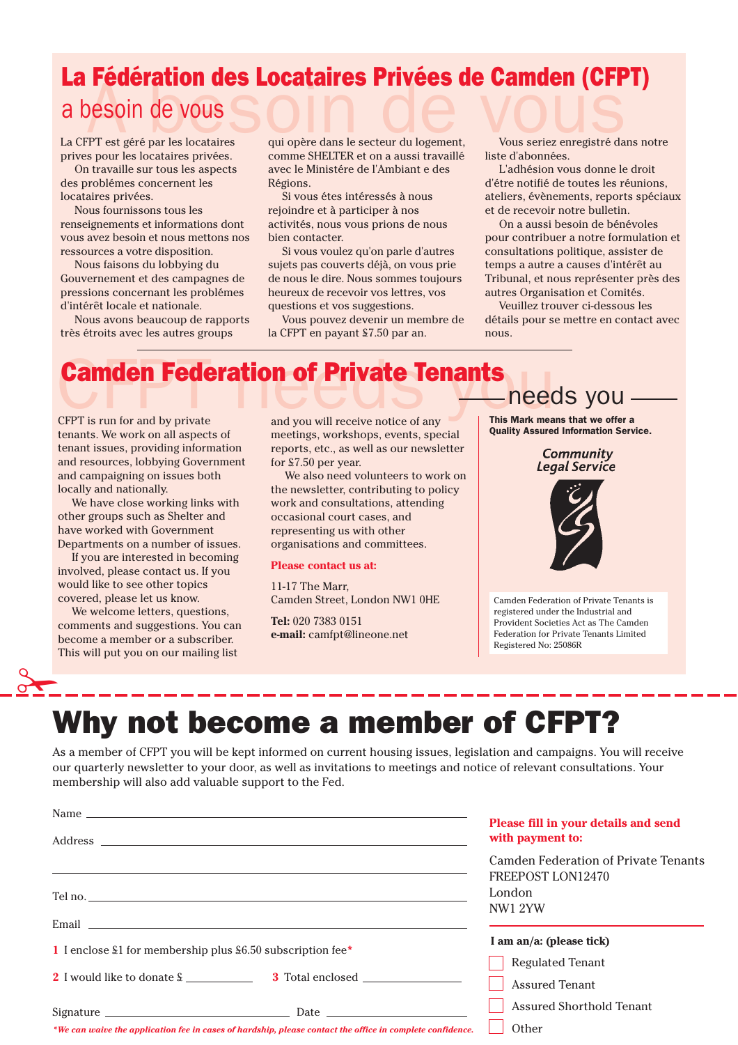# La Fédération des Locataires Privées de Camden (CFPT)

## a besoin de vous

La CFPT est géré par les locataires prives pour les locataires privées.

On travaille sur tous les aspects des problémes concernent les locataires privées.

Nous fournissons tous les renseignements et informations dont vous avez besoin et nous mettons nos ressources a votre disposition.

Nous faisons du lobbying du Gouvernement et des campagnes de pressions concernant les problémes d'intérêt locale et nationale.

Nous avons beaucoup de rapports très étroits avec les autres groups qui opère dans le secteur du logement, comme SHELTER et on a aussi travaillé avec le Ministére de l'Ambiant e des Régions.

Si vous êtes intéressés à nous rejoindre et à participer à nos activités, nous vous prions de nous bien contacter.

Si vous voulez qu'on parle d'autres sujets pas couverts déjà, on vous prie de nous le dire. Nous sommes toujours heureux de recevoir vos lettres, vos questions et vos suggestions.

Vous pouvez devenir un membre de la CFPT en payant £7.50 par an.

Vous seriez enregistré dans notre liste d'abonnées.

L'adhésion vous donne le droit d'étre notifié de toutes les réunions, ateliers, évènements, reports spéciaux et de recevoir notre bulletin.

On a aussi besoin de bénévoles pour contribuer a notre formulation et consultations politique, assister de temps a autre a causes d'intérêt au Tribunal, et nous représenter près des autres Organisation et Comités.

Veuillez trouver ci-dessous les détails pour se mettre en contact avec nous.

# Camden Federation of Private Tenants

## needs you

CFPT is run for and by private tenants. We work on all aspects of tenant issues, providing information and resources, lobbying Government and campaigning on issues both locally and nationally.

We have close working links with other groups such as Shelter and have worked with Government Departments on a number of issues.

If you are interested in becoming involved, please contact us. If you would like to see other topics covered, please let us know.

We welcome letters, questions, comments and suggestions. You can become a member or a subscriber. This will put you on our mailing list and you will receive notice of any meetings, workshops, events, special reports, etc., as well as our newsletter for £7.50 per year.

We also need volunteers to work on the newsletter, contributing to policy work and consultations, attending occasional court cases, and representing us with other organisations and committees.

**Please contact us at:**

11-17 The Marr,
Camden Street, London NW1 0HE

**Tel:** 020 7383 0151
**e-mail:** camfpt@lineone.net

**This Mark means that we offer a Quality Assured Information Service.**

*Community Legal Service*

Camden Federation of Private Tenants is registered under the Industrial and Provident Societies Act as The Camden Federation for Private Tenants Limited Registered No: 25086R

# Why not become a member of CFPT?

As a member of CFPT you will be kept informed on current housing issues, legislation and campaigns. You will receive our quarterly newsletter to your door, as well as invitations to meetings and notice of relevant consultations. Your membership will also add valuable support to the Fed.

Name ______________________

Address ______________________

______________________

Tel no. ______________________

Email ______________________

1 I enclose £1 for membership plus £6.50 subscription fee*

2 I would like to donate £ ________ 3 Total enclosed ________

Signature ______________________ Date ______________

*\*We can waive the application fee in cases of hardship, please contact the office in complete confidence.*

**Please fill in your details and send with payment to:**

Camden Federation of Private Tenants
FREEPOST LON12470
London
NW1 2YW

**I am an/a: (please tick)**

- ☐ Regulated Tenant
- ☐ Assured Tenant
- ☐ Assured Shorthold Tenant
- ☐ Other